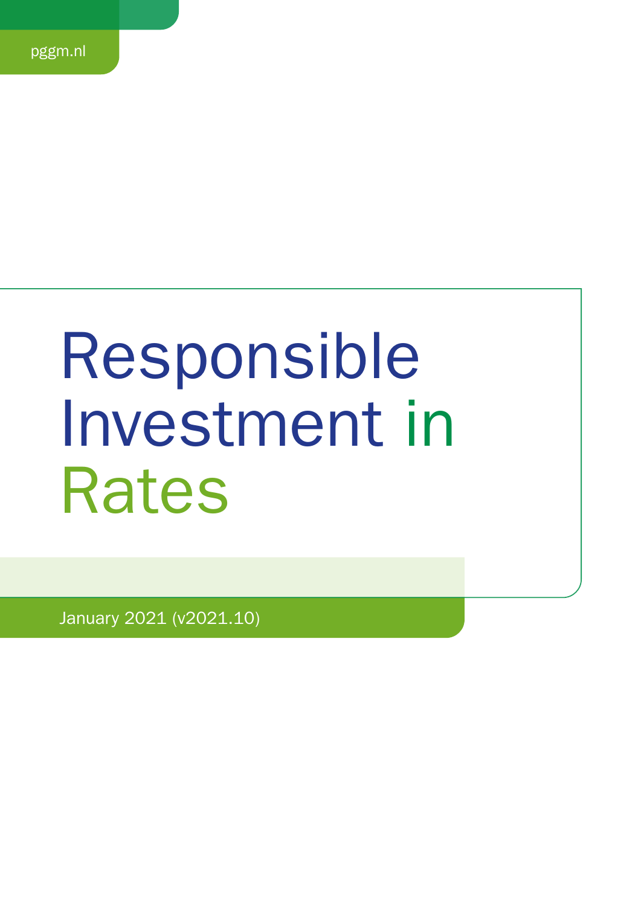pggm.nl

# Responsible Investment in Rates

January 2021 (v2021.10)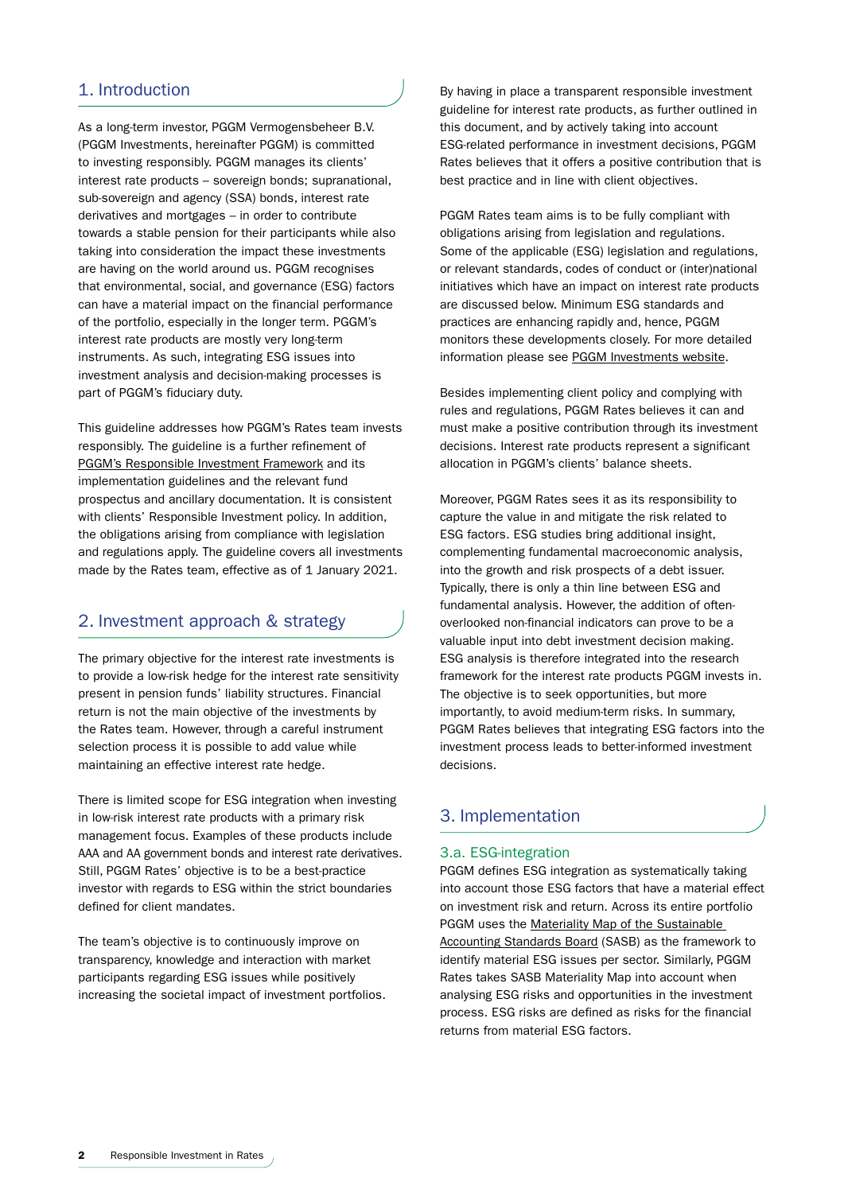## 1. Introduction

As a long-term investor, PGGM Vermogensbeheer B.V. (PGGM Investments, hereinafter PGGM) is committed to investing responsibly. PGGM manages its clients' interest rate products – sovereign bonds; supranational, sub-sovereign and agency (SSA) bonds, interest rate derivatives and mortgages – in order to contribute towards a stable pension for their participants while also taking into consideration the impact these investments are having on the world around us. PGGM recognises that environmental, social, and governance (ESG) factors can have a material impact on the financial performance of the portfolio, especially in the longer term. PGGM's interest rate products are mostly very long-term instruments. As such, integrating ESG issues into investment analysis and decision-making processes is part of PGGM's fiduciary duty.

This guideline addresses how PGGM's Rates team invests responsibly. The guideline is a further refinement of PGGM's Responsible Investment Framework and its implementation guidelines and the relevant fund prospectus and ancillary documentation. It is consistent with clients' Responsible Investment policy. In addition, the obligations arising from compliance with legislation and regulations apply. The guideline covers all investments made by the Rates team, effective as of 1 January 2021.

## 2. Investment approach & strategy

The primary objective for the interest rate investments is to provide a low-risk hedge for the interest rate sensitivity present in pension funds' liability structures. Financial return is not the main objective of the investments by the Rates team. However, through a careful instrument selection process it is possible to add value while maintaining an effective interest rate hedge.

There is limited scope for ESG integration when investing in low-risk interest rate products with a primary risk management focus. Examples of these products include AAA and AA government bonds and interest rate derivatives. Still, PGGM Rates' objective is to be a best-practice investor with regards to ESG within the strict boundaries defined for client mandates.

The team's objective is to continuously improve on transparency, knowledge and interaction with market participants regarding ESG issues while positively increasing the societal impact of investment portfolios.

By having in place a transparent responsible investment guideline for interest rate products, as further outlined in this document, and by actively taking into account ESG-related performance in investment decisions, PGGM Rates believes that it offers a positive contribution that is best practice and in line with client objectives.

PGGM Rates team aims is to be fully compliant with obligations arising from legislation and regulations. Some of the applicable (ESG) legislation and regulations, or relevant standards, codes of conduct or (inter)national initiatives which have an impact on interest rate products are discussed below. Minimum ESG standards and practices are enhancing rapidly and, hence, PGGM monitors these developments closely. For more detailed information please see PGGM Investments website.

Besides implementing client policy and complying with rules and regulations, PGGM Rates believes it can and must make a positive contribution through its investment decisions. Interest rate products represent a significant allocation in PGGM's clients' balance sheets.

Moreover, PGGM Rates sees it as its responsibility to capture the value in and mitigate the risk related to ESG factors. ESG studies bring additional insight, complementing fundamental macroeconomic analysis, into the growth and risk prospects of a debt issuer. Typically, there is only a thin line between ESG and fundamental analysis. However, the addition of often-overlooked non-financial indicators can prove to be a valuable input into debt investment decision making. ESG analysis is therefore integrated into the research framework for the interest rate products PGGM invests in. The objective is to seek opportunities, but more importantly, to avoid medium-term risks. In summary, PGGM Rates believes that integrating ESG factors into the investment process leads to better-informed investment decisions.

## 3. Implementation

### 3.a. ESG-integration

PGGM defines ESG integration as systematically taking into account those ESG factors that have a material effect on investment risk and return. Across its entire portfolio PGGM uses the Materiality Map of the Sustainable Accounting Standards Board (SASB) as the framework to identify material ESG issues per sector. Similarly, PGGM Rates takes SASB Materiality Map into account when analysing ESG risks and opportunities in the investment process. ESG risks are defined as risks for the financial returns from material ESG factors.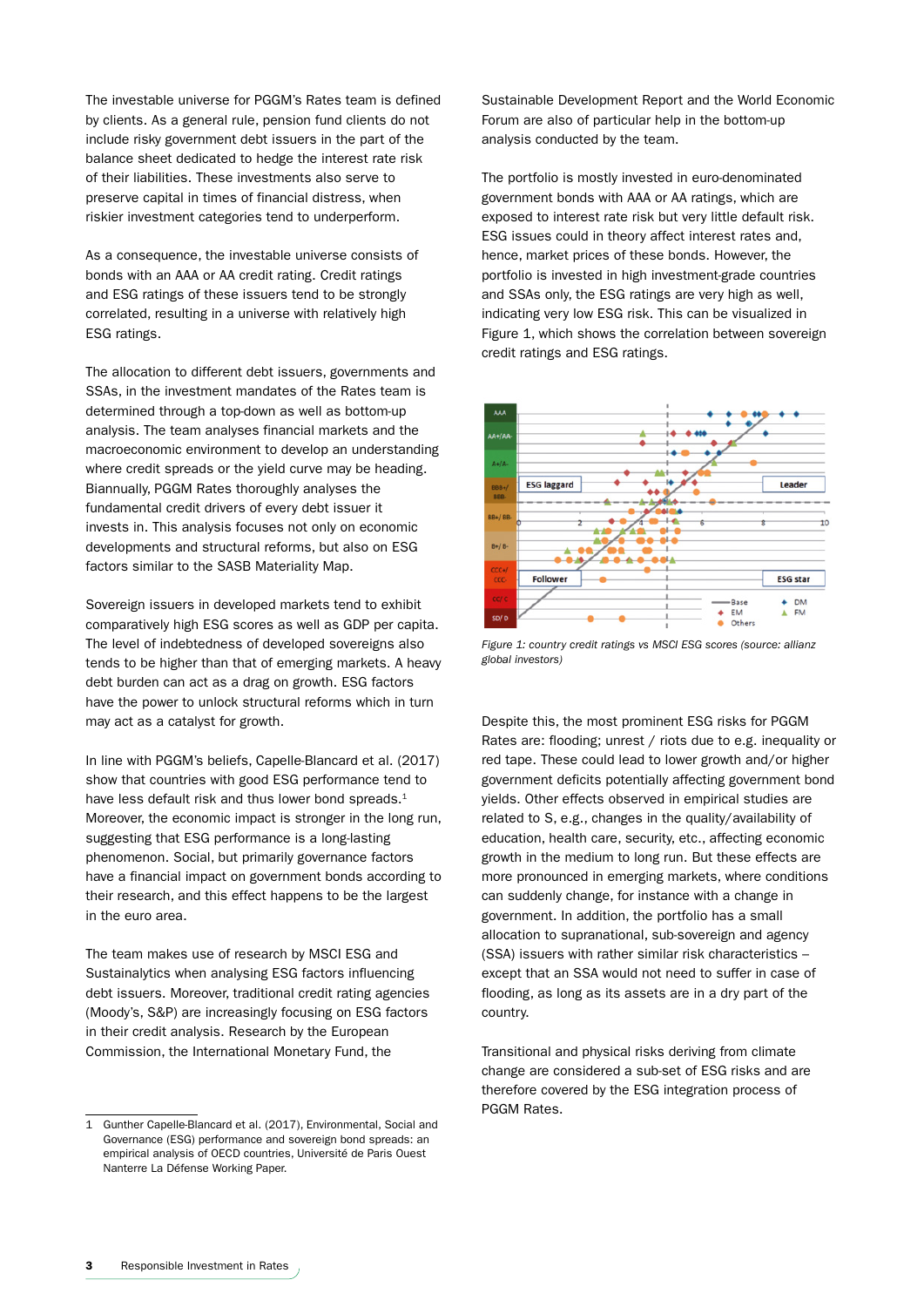The investable universe for PGGM's Rates team is defined by clients. As a general rule, pension fund clients do not include risky government debt issuers in the part of the balance sheet dedicated to hedge the interest rate risk of their liabilities. These investments also serve to preserve capital in times of financial distress, when riskier investment categories tend to underperform.

As a consequence, the investable universe consists of bonds with an AAA or AA credit rating. Credit ratings and ESG ratings of these issuers tend to be strongly correlated, resulting in a universe with relatively high ESG ratings.

The allocation to different debt issuers, governments and SSAs, in the investment mandates of the Rates team is determined through a top-down as well as bottom-up analysis. The team analyses financial markets and the macroeconomic environment to develop an understanding where credit spreads or the yield curve may be heading. Biannually, PGGM Rates thoroughly analyses the fundamental credit drivers of every debt issuer it invests in. This analysis focuses not only on economic developments and structural reforms, but also on ESG factors similar to the SASB Materiality Map.

Sovereign issuers in developed markets tend to exhibit comparatively high ESG scores as well as GDP per capita. The level of indebtedness of developed sovereigns also tends to be higher than that of emerging markets. A heavy debt burden can act as a drag on growth. ESG factors have the power to unlock structural reforms which in turn may act as a catalyst for growth.

In line with PGGM's beliefs, Capelle-Blancard et al. (2017) show that countries with good ESG performance tend to have less default risk and thus lower bond spreads.[1] Moreover, the economic impact is stronger in the long run, suggesting that ESG performance is a long-lasting phenomenon. Social, but primarily governance factors have a financial impact on government bonds according to their research, and this effect happens to be the largest in the euro area.

The team makes use of research by MSCI ESG and Sustainalytics when analysing ESG factors influencing debt issuers. Moreover, traditional credit rating agencies (Moody's, S&P) are increasingly focusing on ESG factors in their credit analysis. Research by the European Commission, the International Monetary Fund, the Sustainable Development Report and the World Economic Forum are also of particular help in the bottom-up analysis conducted by the team.

The portfolio is mostly invested in euro-denominated government bonds with AAA or AA ratings, which are exposed to interest rate risk but very little default risk. ESG issues could in theory affect interest rates and, hence, market prices of these bonds. However, the portfolio is invested in high investment-grade countries and SSAs only, the ESG ratings are very high as well, indicating very low ESG risk. This can be visualized in Figure 1, which shows the correlation between sovereign credit ratings and ESG ratings.

*Figure 1: country credit ratings vs MSCI ESG scores (source: allianz global investors)*

Despite this, the most prominent ESG risks for PGGM Rates are: flooding; unrest / riots due to e.g. inequality or red tape. These could lead to lower growth and/or higher government deficits potentially affecting government bond yields. Other effects observed in empirical studies are related to S, e.g., changes in the quality/availability of education, health care, security, etc., affecting economic growth in the medium to long run. But these effects are more pronounced in emerging markets, where conditions can suddenly change, for instance with a change in government. In addition, the portfolio has a small allocation to supranational, sub-sovereign and agency (SSA) issuers with rather similar risk characteristics – except that an SSA would not need to suffer in case of flooding, as long as its assets are in a dry part of the country.

Transitional and physical risks deriving from climate change are considered a sub-set of ESG risks and are therefore covered by the ESG integration process of PGGM Rates.

[1] Gunther Capelle-Blancard et al. (2017), Environmental, Social and Governance (ESG) performance and sovereign bond spreads: an empirical analysis of OECD countries, Université de Paris Ouest Nanterre La Défense Working Paper.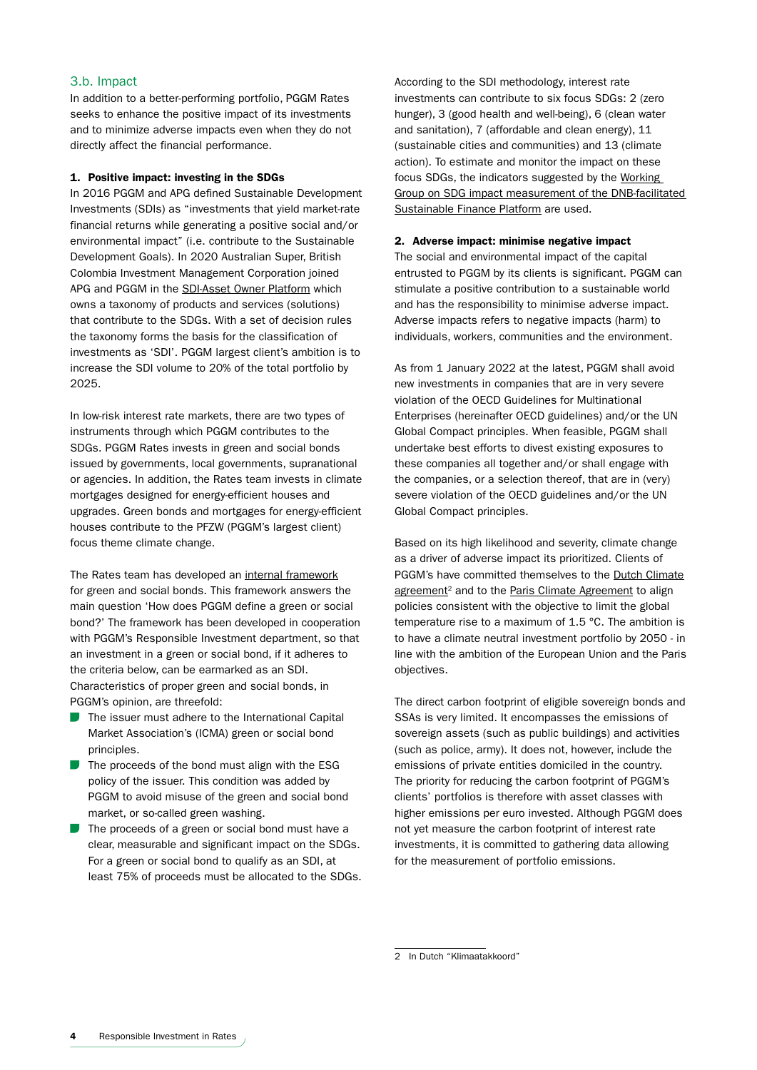## 3.b. Impact

In addition to a better-performing portfolio, PGGM Rates seeks to enhance the positive impact of its investments and to minimize adverse impacts even when they do not directly affect the financial performance.

### 1. Positive impact: investing in the SDGs

In 2016 PGGM and APG defined Sustainable Development Investments (SDIs) as "investments that yield market-rate financial returns while generating a positive social and/or environmental impact" (i.e. contribute to the Sustainable Development Goals). In 2020 Australian Super, British Colombia Investment Management Corporation joined APG and PGGM in the SDI-Asset Owner Platform which owns a taxonomy of products and services (solutions) that contribute to the SDGs. With a set of decision rules the taxonomy forms the basis for the classification of investments as 'SDI'. PGGM largest client's ambition is to increase the SDI volume to 20% of the total portfolio by 2025.

In low-risk interest rate markets, there are two types of instruments through which PGGM contributes to the SDGs. PGGM Rates invests in green and social bonds issued by governments, local governments, supranational or agencies. In addition, the Rates team invests in climate mortgages designed for energy-efficient houses and upgrades. Green bonds and mortgages for energy-efficient houses contribute to the PFZW (PGGM's largest client) focus theme climate change.

The Rates team has developed an internal framework for green and social bonds. This framework answers the main question 'How does PGGM define a green or social bond?' The framework has been developed in cooperation with PGGM's Responsible Investment department, so that an investment in a green or social bond, if it adheres to the criteria below, can be earmarked as an SDI. Characteristics of proper green and social bonds, in PGGM's opinion, are threefold:

- The issuer must adhere to the International Capital Market Association's (ICMA) green or social bond principles.
- The proceeds of the bond must align with the ESG policy of the issuer. This condition was added by PGGM to avoid misuse of the green and social bond market, or so-called green washing.
- The proceeds of a green or social bond must have a clear, measurable and significant impact on the SDGs. For a green or social bond to qualify as an SDI, at least 75% of proceeds must be allocated to the SDGs.

According to the SDI methodology, interest rate investments can contribute to six focus SDGs: 2 (zero hunger), 3 (good health and well-being), 6 (clean water and sanitation), 7 (affordable and clean energy), 11 (sustainable cities and communities) and 13 (climate action). To estimate and monitor the impact on these focus SDGs, the indicators suggested by the Working Group on SDG impact measurement of the DNB-facilitated Sustainable Finance Platform are used.

### 2. Adverse impact: minimise negative impact

The social and environmental impact of the capital entrusted to PGGM by its clients is significant. PGGM can stimulate a positive contribution to a sustainable world and has the responsibility to minimise adverse impact. Adverse impacts refers to negative impacts (harm) to individuals, workers, communities and the environment.

As from 1 January 2022 at the latest, PGGM shall avoid new investments in companies that are in very severe violation of the OECD Guidelines for Multinational Enterprises (hereinafter OECD guidelines) and/or the UN Global Compact principles. When feasible, PGGM shall undertake best efforts to divest existing exposures to these companies all together and/or shall engage with the companies, or a selection thereof, that are in (very) severe violation of the OECD guidelines and/or the UN Global Compact principles.

Based on its high likelihood and severity, climate change as a driver of adverse impact its prioritized. Clients of PGGM's have committed themselves to the Dutch Climate agreement[2] and to the Paris Climate Agreement to align policies consistent with the objective to limit the global temperature rise to a maximum of 1.5 °C. The ambition is to have a climate neutral investment portfolio by 2050 - in line with the ambition of the European Union and the Paris objectives.

The direct carbon footprint of eligible sovereign bonds and SSAs is very limited. It encompasses the emissions of sovereign assets (such as public buildings) and activities (such as police, army). It does not, however, include the emissions of private entities domiciled in the country. The priority for reducing the carbon footprint of PGGM's clients' portfolios is therefore with asset classes with higher emissions per euro invested. Although PGGM does not yet measure the carbon footprint of interest rate investments, it is committed to gathering data allowing for the measurement of portfolio emissions.

---

[2] In Dutch "Klimaatakkoord"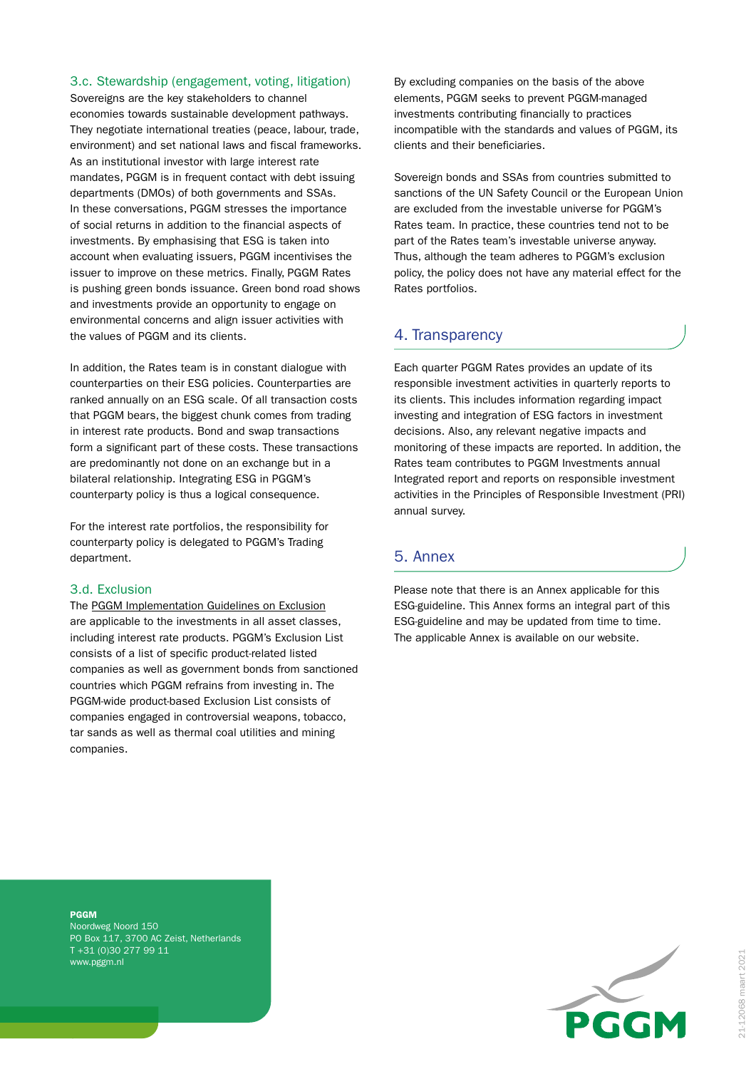### 3.c. Stewardship (engagement, voting, litigation)

Sovereigns are the key stakeholders to channel economies towards sustainable development pathways. They negotiate international treaties (peace, labour, trade, environment) and set national laws and fiscal frameworks. As an institutional investor with large interest rate mandates, PGGM is in frequent contact with debt issuing departments (DMOs) of both governments and SSAs. In these conversations, PGGM stresses the importance of social returns in addition to the financial aspects of investments. By emphasising that ESG is taken into account when evaluating issuers, PGGM incentivises the issuer to improve on these metrics. Finally, PGGM Rates is pushing green bonds issuance. Green bond road shows and investments provide an opportunity to engage on environmental concerns and align issuer activities with the values of PGGM and its clients.

In addition, the Rates team is in constant dialogue with counterparties on their ESG policies. Counterparties are ranked annually on an ESG scale. Of all transaction costs that PGGM bears, the biggest chunk comes from trading in interest rate products. Bond and swap transactions form a significant part of these costs. These transactions are predominantly not done on an exchange but in a bilateral relationship. Integrating ESG in PGGM's counterparty policy is thus a logical consequence.

For the interest rate portfolios, the responsibility for counterparty policy is delegated to PGGM's Trading department.

### 3.d. Exclusion

The PGGM Implementation Guidelines on Exclusion are applicable to the investments in all asset classes, including interest rate products. PGGM's Exclusion List consists of a list of specific product-related listed companies as well as government bonds from sanctioned countries which PGGM refrains from investing in. The PGGM-wide product-based Exclusion List consists of companies engaged in controversial weapons, tobacco, tar sands as well as thermal coal utilities and mining companies.

By excluding companies on the basis of the above elements, PGGM seeks to prevent PGGM-managed investments contributing financially to practices incompatible with the standards and values of PGGM, its clients and their beneficiaries.

Sovereign bonds and SSAs from countries submitted to sanctions of the UN Safety Council or the European Union are excluded from the investable universe for PGGM's Rates team. In practice, these countries tend not to be part of the Rates team's investable universe anyway. Thus, although the team adheres to PGGM's exclusion policy, the policy does not have any material effect for the Rates portfolios.

## 4. Transparency

Each quarter PGGM Rates provides an update of its responsible investment activities in quarterly reports to its clients. This includes information regarding impact investing and integration of ESG factors in investment decisions. Also, any relevant negative impacts and monitoring of these impacts are reported. In addition, the Rates team contributes to PGGM Investments annual Integrated report and reports on responsible investment activities in the Principles of Responsible Investment (PRI) annual survey.

## 5. Annex

Please note that there is an Annex applicable for this ESG-guideline. This Annex forms an integral part of this ESG-guideline and may be updated from time to time. The applicable Annex is available on our website.

**PGGM**
Noordweg Noord 150
PO Box 117, 3700 AC Zeist, Netherlands
T +31 (0)30 277 99 11
www.pggm.nl

PGGM

21-12068 maart 2021